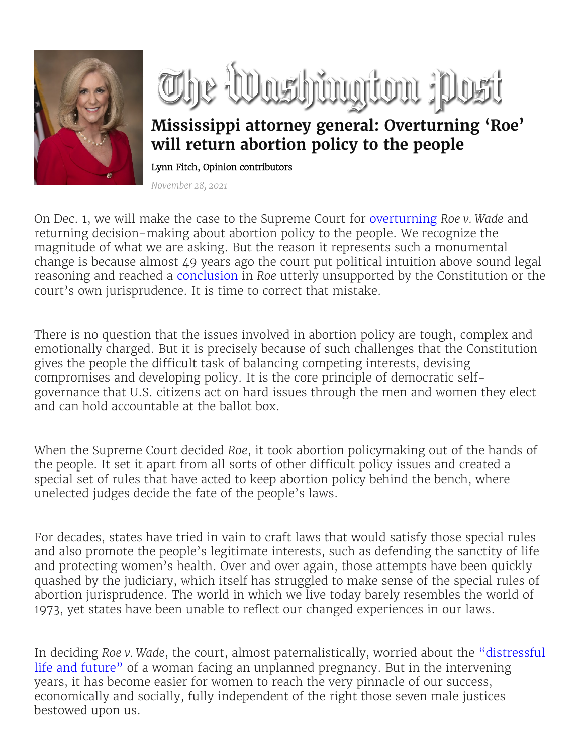The Washington Post

# Mississippi attorney general: Overturning 'Roe' will return abortion policy to the people

Lynn Fitch, Opinion contributors

*November 28, 2021*

On Dec. 1, we will make the case to the Supreme Court for overturning *Roe v. Wade* and returning decision-making about abortion policy to the people. We recognize the magnitude of what we are asking. But the reason it represents such a monumental change is because almost 49 years ago the court put political intuition above sound legal reasoning and reached a conclusion in *Roe* utterly unsupported by the Constitution or the court's own jurisprudence. It is time to correct that mistake.

There is no question that the issues involved in abortion policy are tough, complex and emotionally charged. But it is precisely because of such challenges that the Constitution gives the people the difficult task of balancing competing interests, devising compromises and developing policy. It is the core principle of democratic self-governance that U.S. citizens act on hard issues through the men and women they elect and can hold accountable at the ballot box.

When the Supreme Court decided *Roe*, it took abortion policymaking out of the hands of the people. It set it apart from all sorts of other difficult policy issues and created a special set of rules that have acted to keep abortion policy behind the bench, where unelected judges decide the fate of the people's laws.

For decades, states have tried in vain to craft laws that would satisfy those special rules and also promote the people's legitimate interests, such as defending the sanctity of life and protecting women's health. Over and over again, those attempts have been quickly quashed by the judiciary, which itself has struggled to make sense of the special rules of abortion jurisprudence. The world in which we live today barely resembles the world of 1973, yet states have been unable to reflect our changed experiences in our laws.

In deciding *Roe v. Wade*, the court, almost paternalistically, worried about the "distressful life and future" of a woman facing an unplanned pregnancy. But in the intervening years, it has become easier for women to reach the very pinnacle of our success, economically and socially, fully independent of the right those seven male justices bestowed upon us.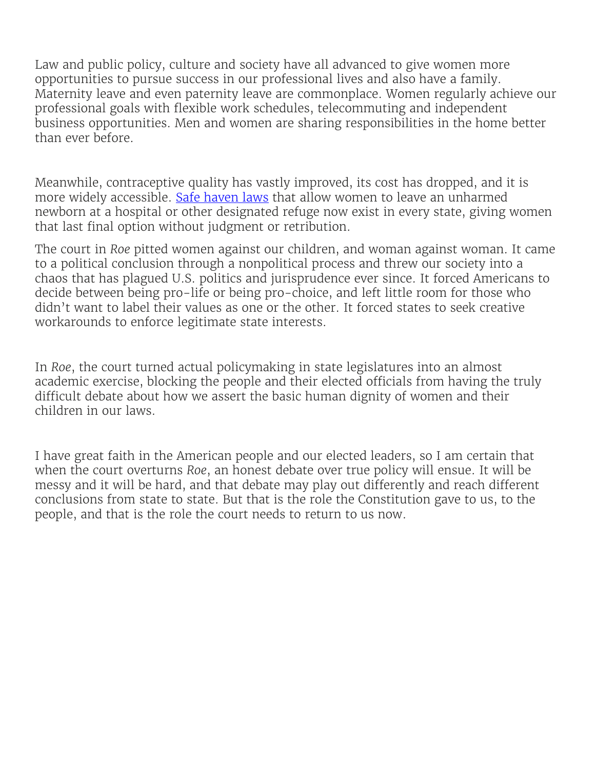Law and public policy, culture and society have all advanced to give women more opportunities to pursue success in our professional lives and also have a family. Maternity leave and even paternity leave are commonplace. Women regularly achieve our professional goals with flexible work schedules, telecommuting and independent business opportunities. Men and women are sharing responsibilities in the home better than ever before.

Meanwhile, contraceptive quality has vastly improved, its cost has dropped, and it is more widely accessible. Safe haven laws that allow women to leave an unharmed newborn at a hospital or other designated refuge now exist in every state, giving women that last final option without judgment or retribution.

The court in *Roe* pitted women against our children, and woman against woman. It came to a political conclusion through a nonpolitical process and threw our society into a chaos that has plagued U.S. politics and jurisprudence ever since. It forced Americans to decide between being pro-life or being pro-choice, and left little room for those who didn't want to label their values as one or the other. It forced states to seek creative workarounds to enforce legitimate state interests.

In *Roe*, the court turned actual policymaking in state legislatures into an almost academic exercise, blocking the people and their elected officials from having the truly difficult debate about how we assert the basic human dignity of women and their children in our laws.

I have great faith in the American people and our elected leaders, so I am certain that when the court overturns *Roe*, an honest debate over true policy will ensue. It will be messy and it will be hard, and that debate may play out differently and reach different conclusions from state to state. But that is the role the Constitution gave to us, to the people, and that is the role the court needs to return to us now.